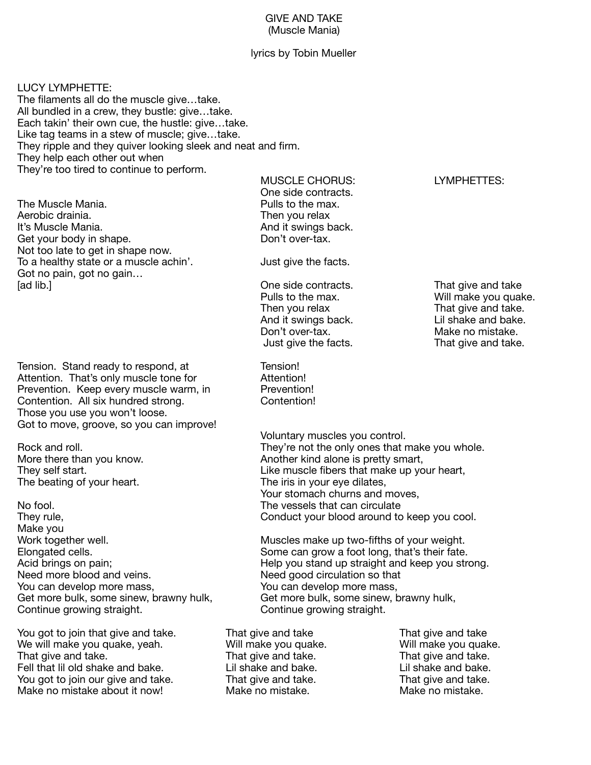# GIVE AND TAKE
## (Muscle Mania)

lyrics by Tobin Mueller

LUCY LYMPHETTE:
The filaments all do the muscle give…take.
All bundled in a crew, they bustle: give…take.
Each takin' their own cue, the hustle: give…take.
Like tag teams in a stew of muscle; give…take.
They ripple and they quiver looking sleek and neat and firm.
They help each other out when
They're too tired to continue to perform.

| LUCY LYMPHETTE | MUSCLE CHORUS: | LYMPHETTES: |
|---|---|---|
| | One side contracts. | |
| The Muscle Mania. | Pulls to the max. | |
| Aerobic drainia. | Then you relax | |
| It's Muscle Mania. | And it swings back. | |
| Get your body in shape. | Don't over-tax. | |
| Not too late to get in shape now. | | |
| To a healthy state or a muscle achin'. | Just give the facts. | |
| Got no pain, got no gain… | | |
| [ad lib.] | One side contracts. | That give and take |
| | Pulls to the max. | Will make you quake. |
| | Then you relax | That give and take. |
| | And it swings back. | Lil shake and bake. |
| | Don't over-tax. | Make no mistake. |
| | Just give the facts. | That give and take. |
| Tension. Stand ready to respond, at | Tension! | |
| Attention. That's only muscle tone for | Attention! | |
| Prevention. Keep every muscle warm, in | Prevention! | |
| Contention. All six hundred strong. | Contention! | |
| Those you use you won't loose. | | |
| Got to move, groove, so you can improve! | | |
| | Voluntary muscles you control. | |
| Rock and roll. | They're not the only ones that make you whole. | |
| More there than you know. | Another kind alone is pretty smart, | |
| They self start. | Like muscle fibers that make up your heart, | |
| The beating of your heart. | The iris in your eye dilates, | |
| | Your stomach churns and moves, | |
| No fool. | The vessels that can circulate | |
| They rule, | Conduct your blood around to keep you cool. | |
| Make you | | |
| Work together well. | Muscles make up two-fifths of your weight. | |
| Elongated cells. | Some can grow a foot long, that's their fate. | |
| Acid brings on pain; | Help you stand up straight and keep you strong. | |
| Need more blood and veins. | Need good circulation so that | |
| You can develop more mass, | You can develop more mass, | |
| Get more bulk, some sinew, brawny hulk, | Get more bulk, some sinew, brawny hulk, | |
| Continue growing straight. | Continue growing straight. | |
| You got to join that give and take. | That give and take | That give and take |
| We will make you quake, yeah. | Will make you quake. | Will make you quake. |
| That give and take. | That give and take. | That give and take. |
| Fell that lil old shake and bake. | Lil shake and bake. | Lil shake and bake. |
| You got to join our give and take. | That give and take. | That give and take. |
| Make no mistake about it now! | Make no mistake. | Make no mistake. |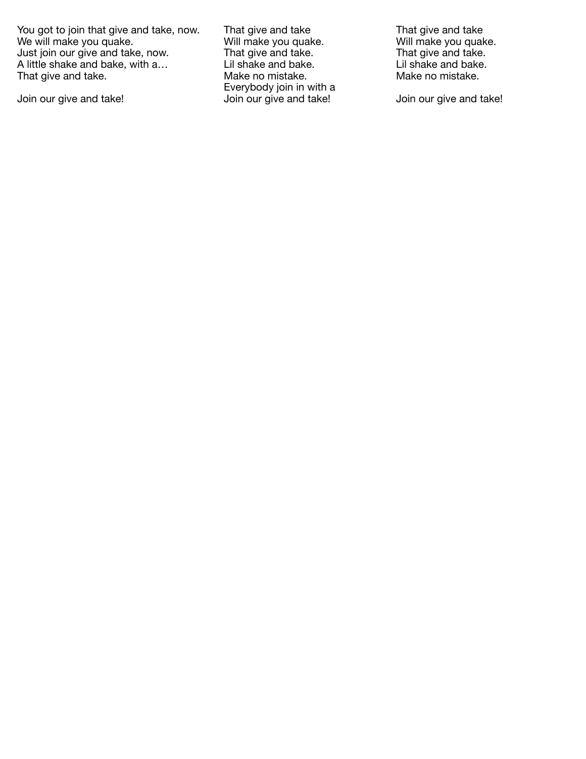You got to join that give and take, now.
We will make you quake.
Just join our give and take, now.
A little shake and bake, with a…
That give and take.

Join our give and take!

That give and take
Will make you quake.
That give and take.
Lil shake and bake.
Make no mistake.
Everybody join in with a
Join our give and take!

That give and take
Will make you quake.
That give and take.
Lil shake and bake.
Make no mistake.

Join our give and take!